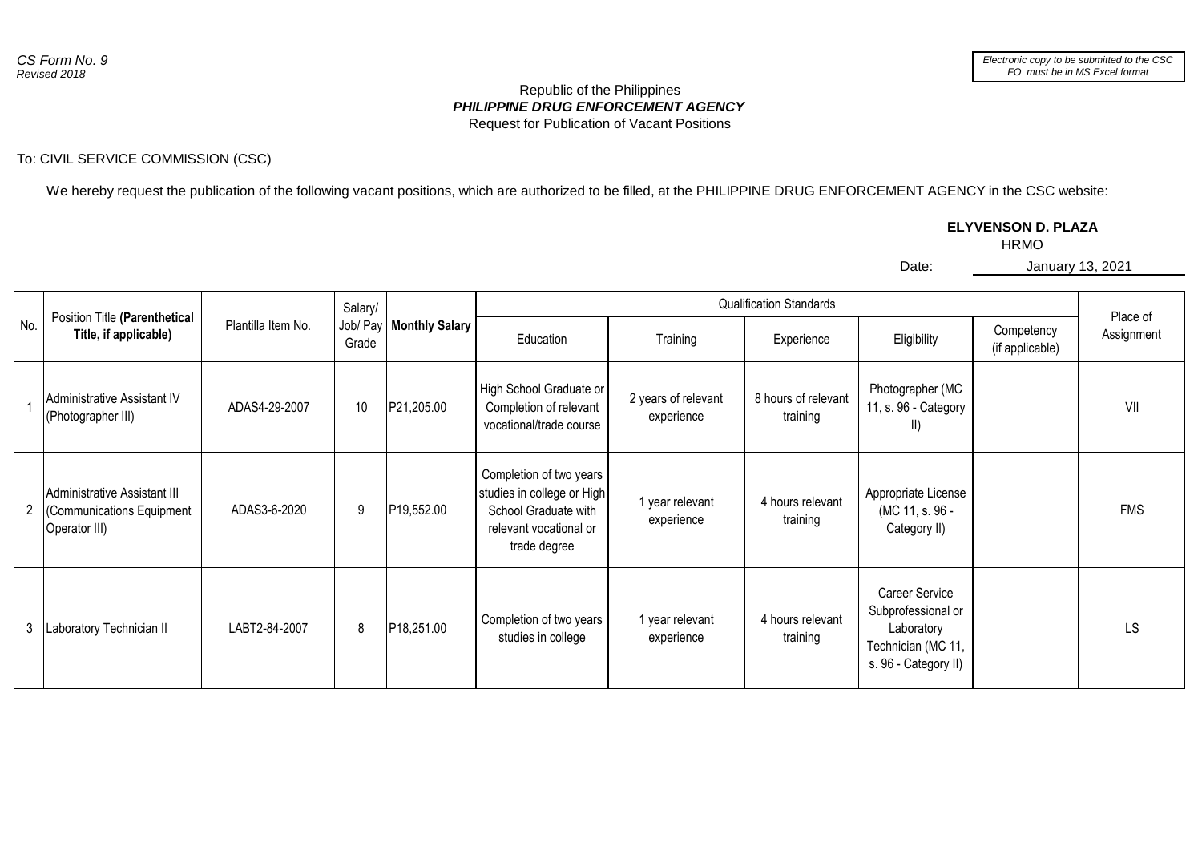*CS Form No. 9*
*Revised 2018*

*Electronic copy to be submitted to the CSC FO must be in MS Excel format*

Republic of the Philippines
***PHILIPPINE DRUG ENFORCEMENT AGENCY***
Request for Publication of Vacant Positions

To: CIVIL SERVICE COMMISSION (CSC)

We hereby request the publication of the following vacant positions, which are authorized to be filled, at the PHILIPPINE DRUG ENFORCEMENT AGENCY in the CSC website:

**ELYVENSON D. PLAZA**
HRMO

Date: January 13, 2021

| No. | Position Title **(Parenthetical Title, if applicable)** | Plantilla Item No. | Salary/ Job/ Pay Grade | **Monthly Salary** | Qualification Standards | | | | | Place of Assignment |
|---|---|---|---|---|---|---|---|---|---|---|
| | | | | | Education | Training | Experience | Eligibility | Competency (if applicable) | |
| 1 | Administrative Assistant IV (Photographer III) | ADAS4-29-2007 | 10 | P21,205.00 | High School Graduate or Completion of relevant vocational/trade course | 2 years of relevant experience | 8 hours of relevant training | Photographer (MC 11, s. 96 - Category II) | | VII |
| 2 | Administrative Assistant III (Communications Equipment Operator III) | ADAS3-6-2020 | 9 | P19,552.00 | Completion of two years studies in college or High School Graduate with relevant vocational or trade degree | 1 year relevant experience | 4 hours relevant training | Appropriate License (MC 11, s. 96 - Category II) | | FMS |
| 3 | Laboratory Technician II | LABT2-84-2007 | 8 | P18,251.00 | Completion of two years studies in college | 1 year relevant experience | 4 hours relevant training | Career Service Subprofessional or Laboratory Technician (MC 11, s. 96 - Category II) | | LS |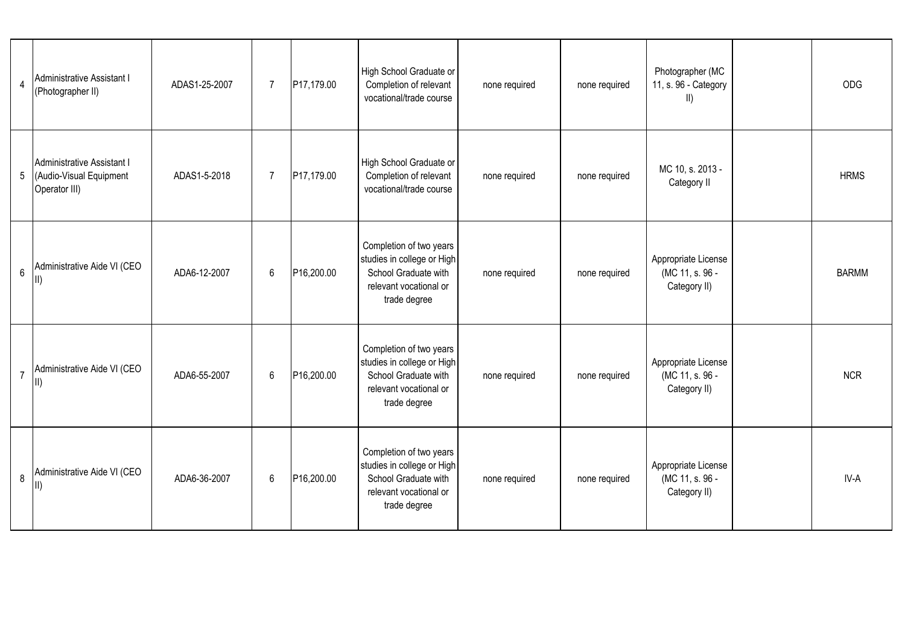| | | | | | | | | | | |
|---|---|---|---|---|---|---|---|---|---|---|
| 4 | Administrative Assistant I (Photographer II) | ADAS1-25-2007 | 7 | P17,179.00 | High School Graduate or Completion of relevant vocational/trade course | none required | none required | Photographer (MC 11, s. 96 - Category II) | | ODG |
| 5 | Administrative Assistant I (Audio-Visual Equipment Operator III) | ADAS1-5-2018 | 7 | P17,179.00 | High School Graduate or Completion of relevant vocational/trade course | none required | none required | MC 10, s. 2013 - Category II | | HRMS |
| 6 | Administrative Aide VI (CEO II) | ADA6-12-2007 | 6 | P16,200.00 | Completion of two years studies in college or High School Graduate with relevant vocational or trade degree | none required | none required | Appropriate License (MC 11, s. 96 - Category II) | | BARMM |
| 7 | Administrative Aide VI (CEO II) | ADA6-55-2007 | 6 | P16,200.00 | Completion of two years studies in college or High School Graduate with relevant vocational or trade degree | none required | none required | Appropriate License (MC 11, s. 96 - Category II) | | NCR |
| 8 | Administrative Aide VI (CEO II) | ADA6-36-2007 | 6 | P16,200.00 | Completion of two years studies in college or High School Graduate with relevant vocational or trade degree | none required | none required | Appropriate License (MC 11, s. 96 - Category II) | | IV-A |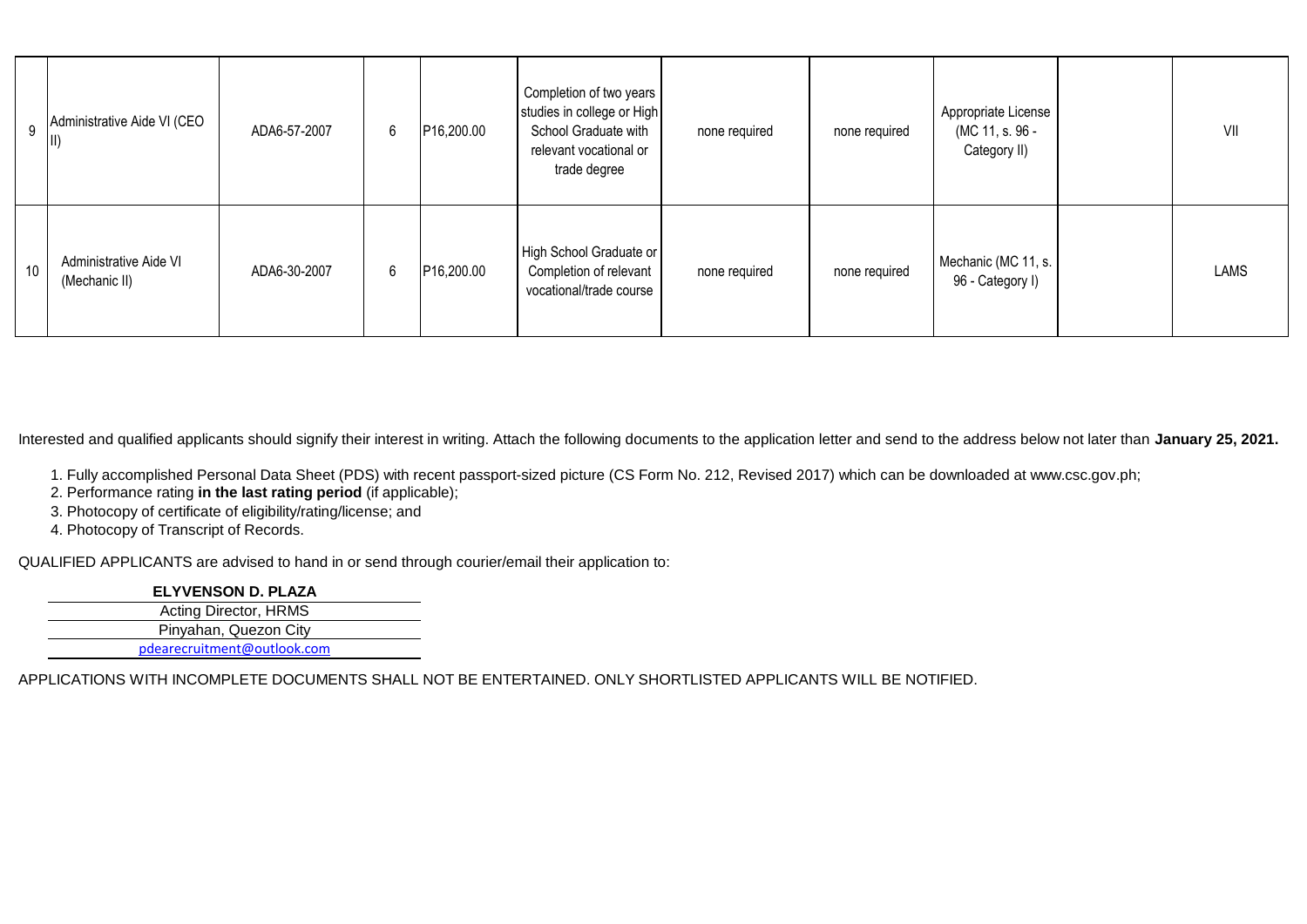| | | | | | | | | | | |
|---|---|---|---|---|---|---|---|---|---|---|
| 9 | Administrative Aide VI (CEO II) | ADA6-57-2007 | 6 | P16,200.00 | Completion of two years studies in college or High School Graduate with relevant vocational or trade degree | none required | none required | Appropriate License (MC 11, s. 96 - Category II) | | VII |
| 10 | Administrative Aide VI (Mechanic II) | ADA6-30-2007 | 6 | P16,200.00 | High School Graduate or Completion of relevant vocational/trade course | none required | none required | Mechanic (MC 11, s. 96 - Category I) | | LAMS |

Interested and qualified applicants should signify their interest in writing. Attach the following documents to the application letter and send to the address below not later than **January 25, 2021.**

1. Fully accomplished Personal Data Sheet (PDS) with recent passport-sized picture (CS Form No. 212, Revised 2017) which can be downloaded at www.csc.gov.ph;
2. Performance rating **in the last rating period** (if applicable);
3. Photocopy of certificate of eligibility/rating/license; and
4. Photocopy of Transcript of Records.

QUALIFIED APPLICANTS are advised to hand in or send through courier/email their application to:

**ELYVENSON D. PLAZA**
Acting Director, HRMS
Pinyahan, Quezon City
pdearecruitment@outlook.com

APPLICATIONS WITH INCOMPLETE DOCUMENTS SHALL NOT BE ENTERTAINED. ONLY SHORTLISTED APPLICANTS WILL BE NOTIFIED.